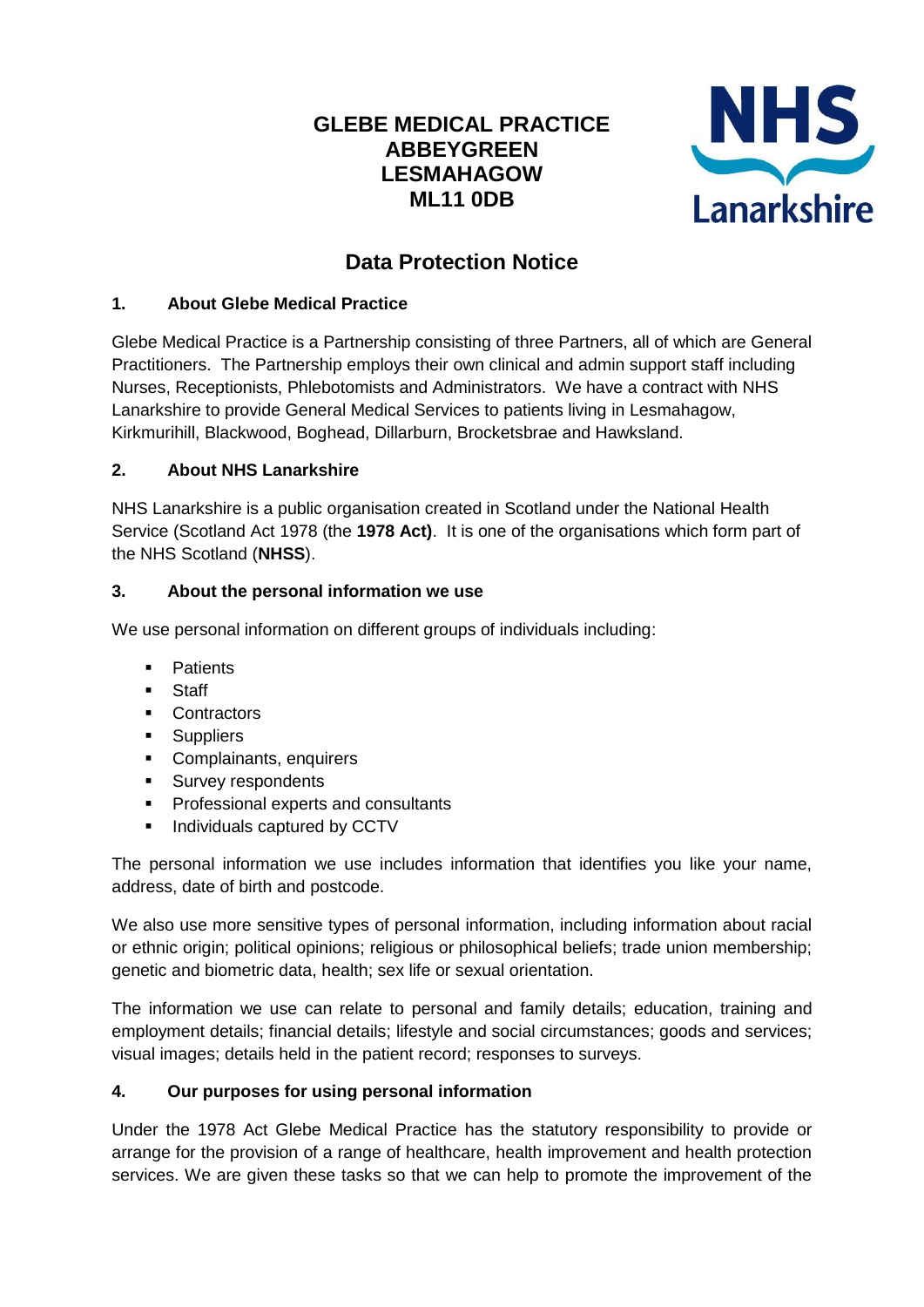**GLEBE MEDICAL PRACTICE**
**ABBEYGREEN**
**LESMAHAGOW**
**ML11 0DB**

NHS Lanarkshire

# Data Protection Notice

## 1. About Glebe Medical Practice

Glebe Medical Practice is a Partnership consisting of three Partners, all of which are General Practitioners. The Partnership employs their own clinical and admin support staff including Nurses, Receptionists, Phlebotomists and Administrators. We have a contract with NHS Lanarkshire to provide General Medical Services to patients living in Lesmahagow, Kirkmurihill, Blackwood, Boghead, Dillarburn, Brocketsbrae and Hawksland.

## 2. About NHS Lanarkshire

NHS Lanarkshire is a public organisation created in Scotland under the National Health Service (Scotland Act 1978 (the **1978 Act)**. It is one of the organisations which form part of the NHS Scotland (**NHSS**).

## 3. About the personal information we use

We use personal information on different groups of individuals including:

- Patients
- Staff
- Contractors
- Suppliers
- Complainants, enquirers
- Survey respondents
- Professional experts and consultants
- Individuals captured by CCTV

The personal information we use includes information that identifies you like your name, address, date of birth and postcode.

We also use more sensitive types of personal information, including information about racial or ethnic origin; political opinions; religious or philosophical beliefs; trade union membership; genetic and biometric data, health; sex life or sexual orientation.

The information we use can relate to personal and family details; education, training and employment details; financial details; lifestyle and social circumstances; goods and services; visual images; details held in the patient record; responses to surveys.

## 4. Our purposes for using personal information

Under the 1978 Act Glebe Medical Practice has the statutory responsibility to provide or arrange for the provision of a range of healthcare, health improvement and health protection services. We are given these tasks so that we can help to promote the improvement of the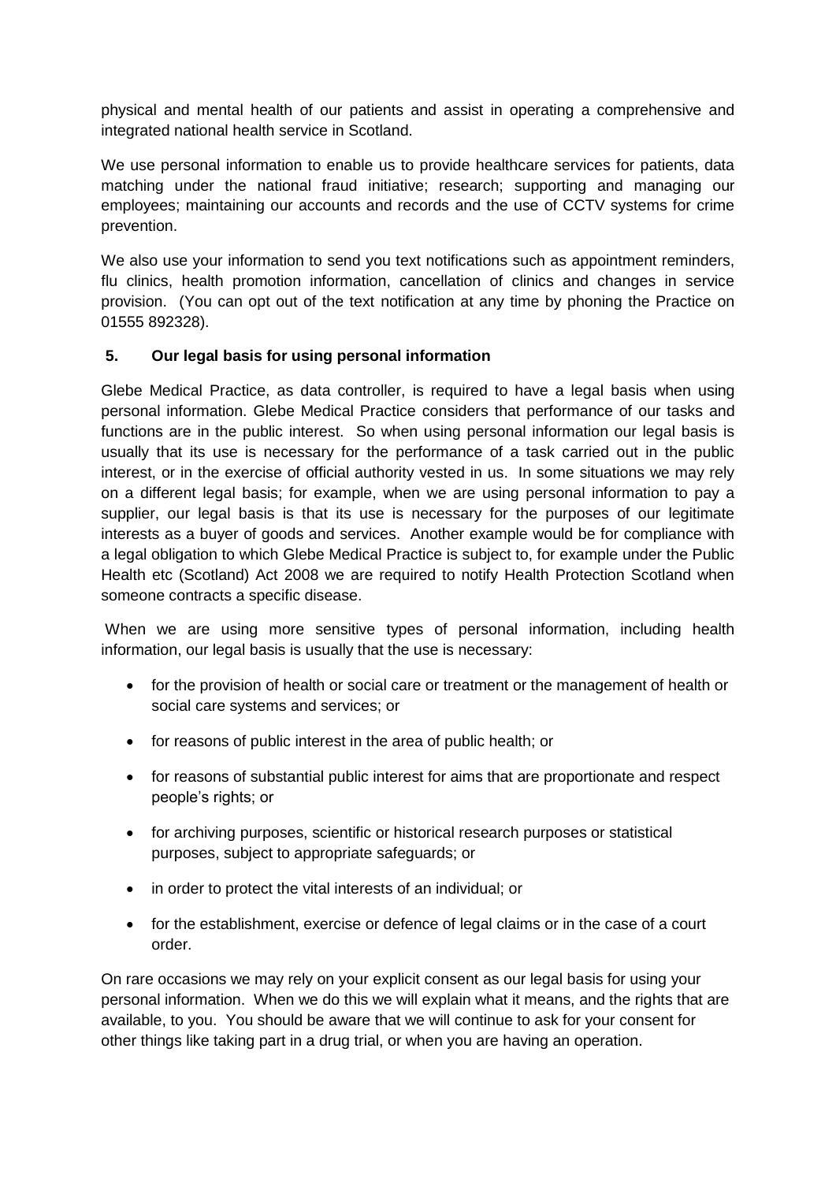physical and mental health of our patients and assist in operating a comprehensive and integrated national health service in Scotland.

We use personal information to enable us to provide healthcare services for patients, data matching under the national fraud initiative; research; supporting and managing our employees; maintaining our accounts and records and the use of CCTV systems for crime prevention.

We also use your information to send you text notifications such as appointment reminders, flu clinics, health promotion information, cancellation of clinics and changes in service provision. (You can opt out of the text notification at any time by phoning the Practice on 01555 892328).

## 5. Our legal basis for using personal information

Glebe Medical Practice, as data controller, is required to have a legal basis when using personal information. Glebe Medical Practice considers that performance of our tasks and functions are in the public interest. So when using personal information our legal basis is usually that its use is necessary for the performance of a task carried out in the public interest, or in the exercise of official authority vested in us. In some situations we may rely on a different legal basis; for example, when we are using personal information to pay a supplier, our legal basis is that its use is necessary for the purposes of our legitimate interests as a buyer of goods and services. Another example would be for compliance with a legal obligation to which Glebe Medical Practice is subject to, for example under the Public Health etc (Scotland) Act 2008 we are required to notify Health Protection Scotland when someone contracts a specific disease.

When we are using more sensitive types of personal information, including health information, our legal basis is usually that the use is necessary:

- for the provision of health or social care or treatment or the management of health or social care systems and services; or
- for reasons of public interest in the area of public health; or
- for reasons of substantial public interest for aims that are proportionate and respect people's rights; or
- for archiving purposes, scientific or historical research purposes or statistical purposes, subject to appropriate safeguards; or
- in order to protect the vital interests of an individual; or
- for the establishment, exercise or defence of legal claims or in the case of a court order.

On rare occasions we may rely on your explicit consent as our legal basis for using your personal information. When we do this we will explain what it means, and the rights that are available, to you. You should be aware that we will continue to ask for your consent for other things like taking part in a drug trial, or when you are having an operation.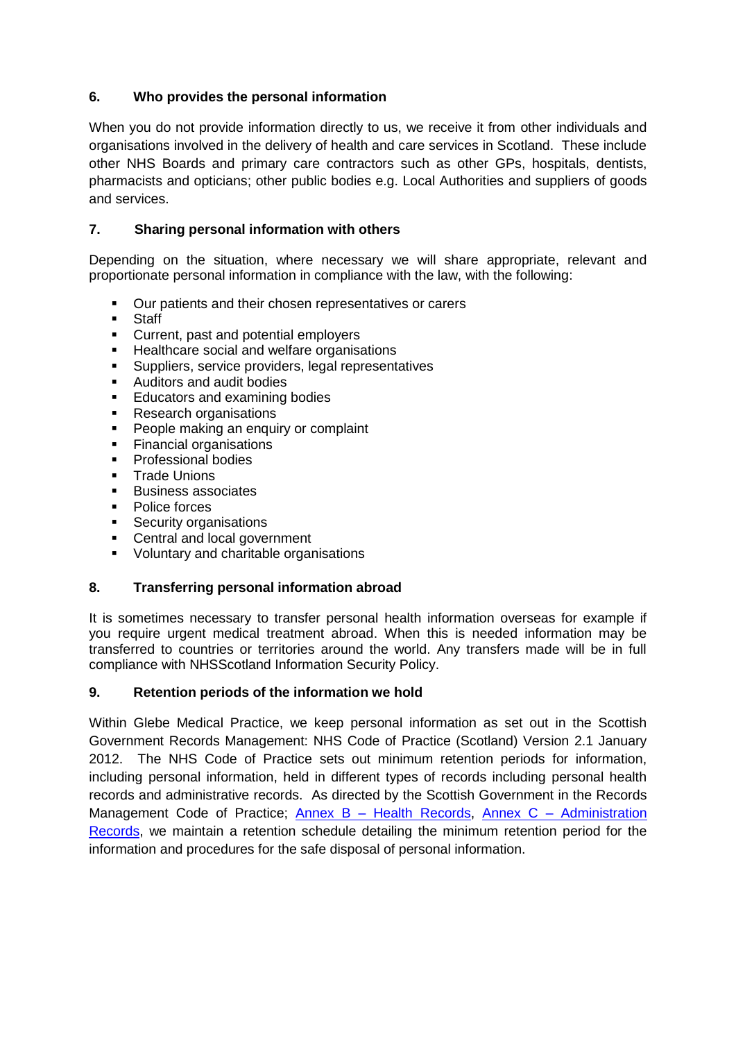## 6. Who provides the personal information

When you do not provide information directly to us, we receive it from other individuals and organisations involved in the delivery of health and care services in Scotland. These include other NHS Boards and primary care contractors such as other GPs, hospitals, dentists, pharmacists and opticians; other public bodies e.g. Local Authorities and suppliers of goods and services.

## 7. Sharing personal information with others

Depending on the situation, where necessary we will share appropriate, relevant and proportionate personal information in compliance with the law, with the following:

- Our patients and their chosen representatives or carers
- Staff
- Current, past and potential employers
- Healthcare social and welfare organisations
- Suppliers, service providers, legal representatives
- Auditors and audit bodies
- Educators and examining bodies
- Research organisations
- People making an enquiry or complaint
- Financial organisations
- Professional bodies
- Trade Unions
- Business associates
- Police forces
- Security organisations
- Central and local government
- Voluntary and charitable organisations

## 8. Transferring personal information abroad

It is sometimes necessary to transfer personal health information overseas for example if you require urgent medical treatment abroad. When this is needed information may be transferred to countries or territories around the world. Any transfers made will be in full compliance with NHSScotland Information Security Policy.

## 9. Retention periods of the information we hold

Within Glebe Medical Practice, we keep personal information as set out in the Scottish Government Records Management: NHS Code of Practice (Scotland) Version 2.1 January 2012. The NHS Code of Practice sets out minimum retention periods for information, including personal information, held in different types of records including personal health records and administrative records. As directed by the Scottish Government in the Records Management Code of Practice; Annex B – Health Records, Annex C – Administration Records, we maintain a retention schedule detailing the minimum retention period for the information and procedures for the safe disposal of personal information.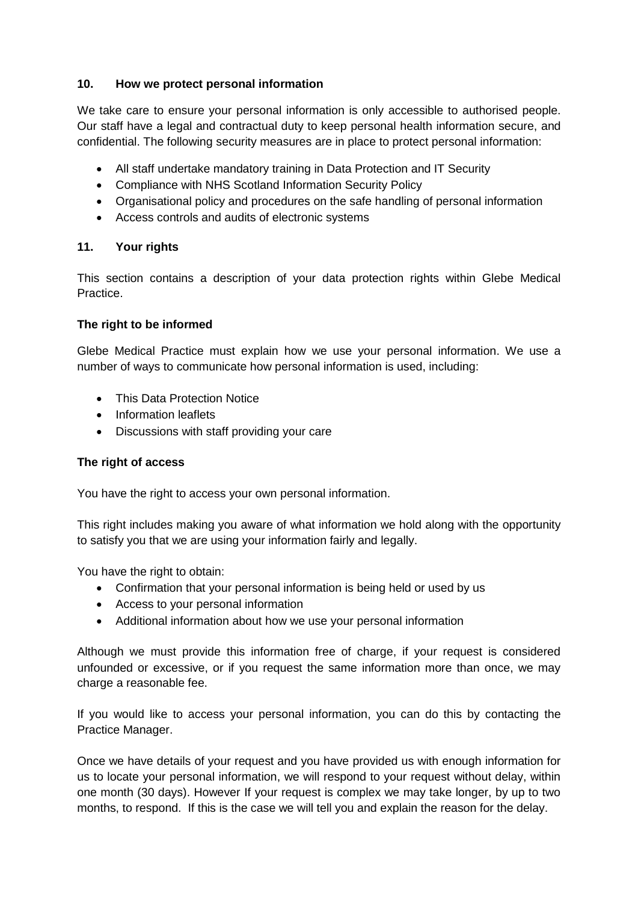## 10. How we protect personal information

We take care to ensure your personal information is only accessible to authorised people. Our staff have a legal and contractual duty to keep personal health information secure, and confidential. The following security measures are in place to protect personal information:

- All staff undertake mandatory training in Data Protection and IT Security
- Compliance with NHS Scotland Information Security Policy
- Organisational policy and procedures on the safe handling of personal information
- Access controls and audits of electronic systems

## 11. Your rights

This section contains a description of your data protection rights within Glebe Medical Practice.

### The right to be informed

Glebe Medical Practice must explain how we use your personal information. We use a number of ways to communicate how personal information is used, including:

- This Data Protection Notice
- Information leaflets
- Discussions with staff providing your care

### The right of access

You have the right to access your own personal information.

This right includes making you aware of what information we hold along with the opportunity to satisfy you that we are using your information fairly and legally.

You have the right to obtain:

- Confirmation that your personal information is being held or used by us
- Access to your personal information
- Additional information about how we use your personal information

Although we must provide this information free of charge, if your request is considered unfounded or excessive, or if you request the same information more than once, we may charge a reasonable fee.

If you would like to access your personal information, you can do this by contacting the Practice Manager.

Once we have details of your request and you have provided us with enough information for us to locate your personal information, we will respond to your request without delay, within one month (30 days). However If your request is complex we may take longer, by up to two months, to respond. If this is the case we will tell you and explain the reason for the delay.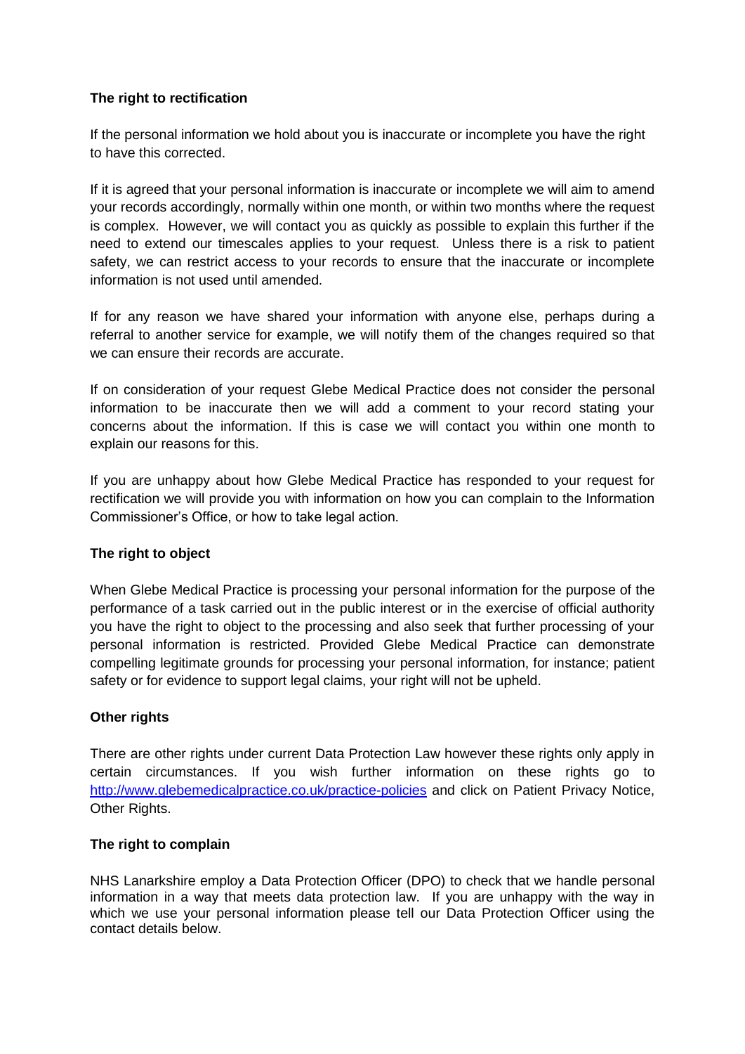**The right to rectification**

If the personal information we hold about you is inaccurate or incomplete you have the right to have this corrected.

If it is agreed that your personal information is inaccurate or incomplete we will aim to amend your records accordingly, normally within one month, or within two months where the request is complex. However, we will contact you as quickly as possible to explain this further if the need to extend our timescales applies to your request. Unless there is a risk to patient safety, we can restrict access to your records to ensure that the inaccurate or incomplete information is not used until amended.

If for any reason we have shared your information with anyone else, perhaps during a referral to another service for example, we will notify them of the changes required so that we can ensure their records are accurate.

If on consideration of your request Glebe Medical Practice does not consider the personal information to be inaccurate then we will add a comment to your record stating your concerns about the information. If this is case we will contact you within one month to explain our reasons for this.

If you are unhappy about how Glebe Medical Practice has responded to your request for rectification we will provide you with information on how you can complain to the Information Commissioner's Office, or how to take legal action.

**The right to object**

When Glebe Medical Practice is processing your personal information for the purpose of the performance of a task carried out in the public interest or in the exercise of official authority you have the right to object to the processing and also seek that further processing of your personal information is restricted. Provided Glebe Medical Practice can demonstrate compelling legitimate grounds for processing your personal information, for instance; patient safety or for evidence to support legal claims, your right will not be upheld.

**Other rights**

There are other rights under current Data Protection Law however these rights only apply in certain circumstances. If you wish further information on these rights go to [http://www.glebemedicalpractice.co.uk/practice-policies](http://www.glebemedicalpractice.co.uk/practice-policies) and click on Patient Privacy Notice, Other Rights.

**The right to complain**

NHS Lanarkshire employ a Data Protection Officer (DPO) to check that we handle personal information in a way that meets data protection law. If you are unhappy with the way in which we use your personal information please tell our Data Protection Officer using the contact details below.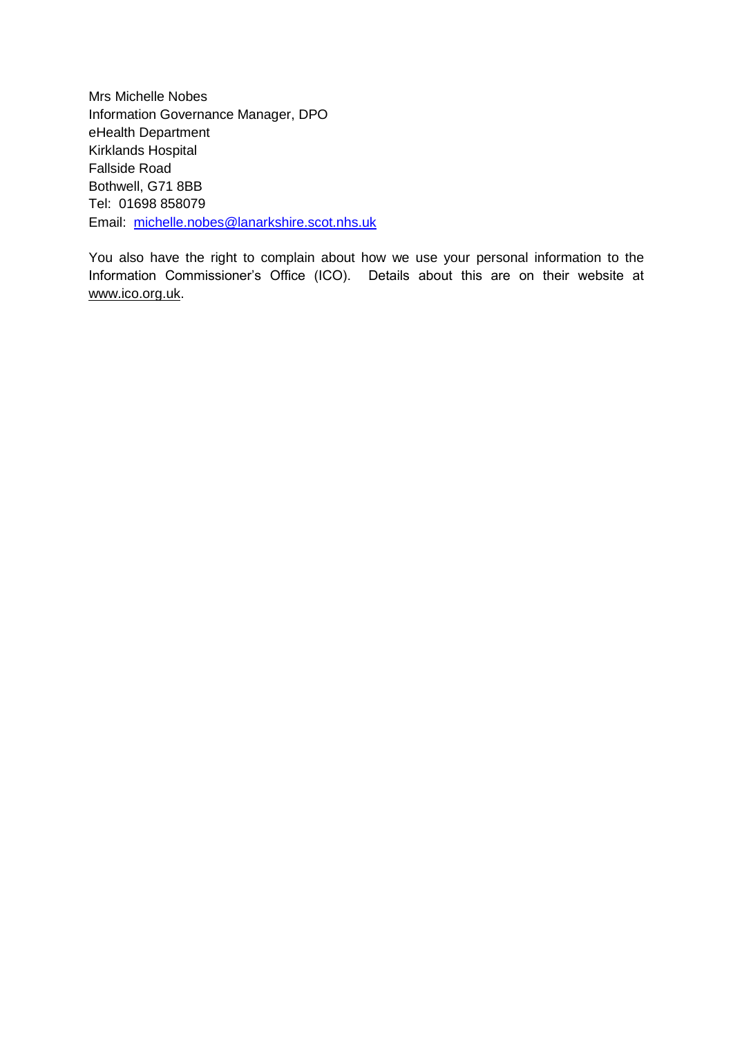Mrs Michelle Nobes
Information Governance Manager, DPO
eHealth Department
Kirklands Hospital
Fallside Road
Bothwell, G71 8BB
Tel: 01698 858079
Email: michelle.nobes@lanarkshire.scot.nhs.uk

You also have the right to complain about how we use your personal information to the Information Commissioner's Office (ICO). Details about this are on their website at www.ico.org.uk.